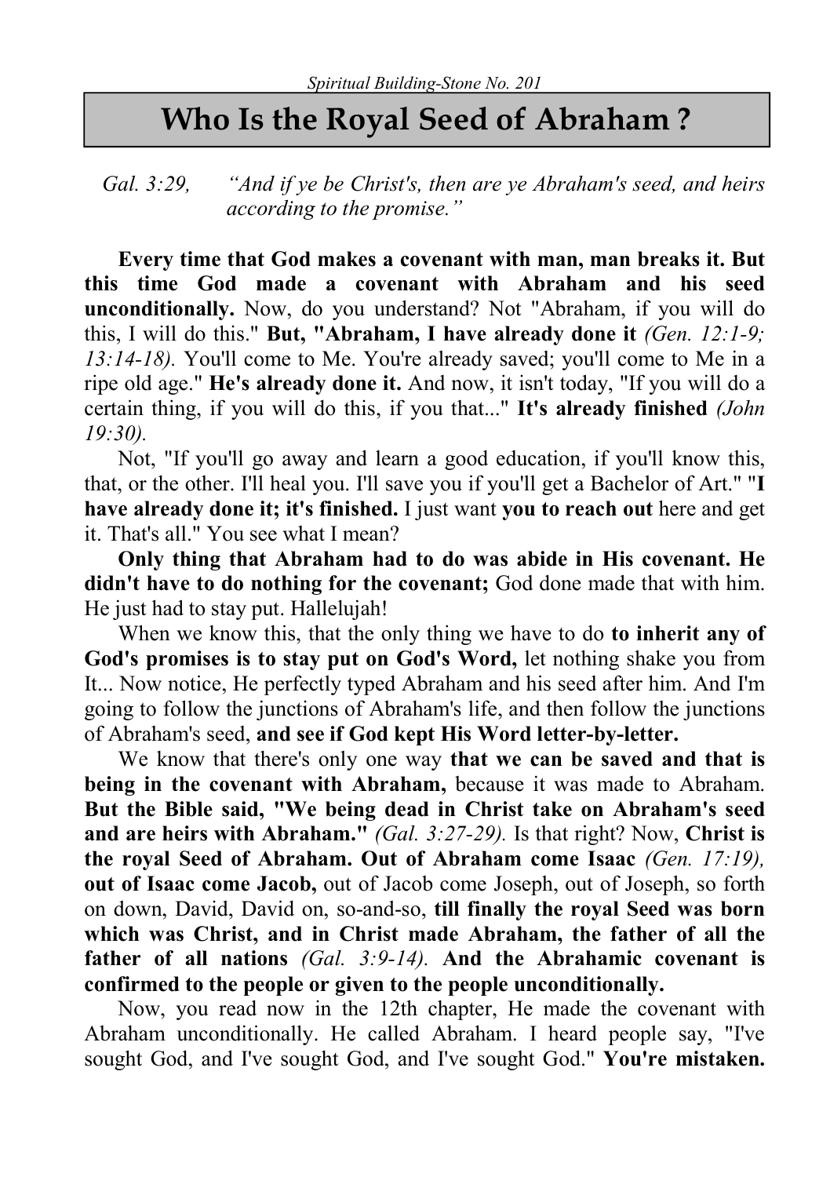*Spiritual Building-Stone No. 201*

# Who Is the Royal Seed of Abraham ?

*Gal. 3:29, "And if ye be Christ's, then are ye Abraham's seed, and heirs according to the promise."*

**Every time that God makes a covenant with man, man breaks it. But this time God made a covenant with Abraham and his seed unconditionally.** Now, do you understand? Not "Abraham, if you will do this, I will do this." **But, "Abraham, I have already done it** *(Gen. 12:1-9; 13:14-18).* You'll come to Me. You're already saved; you'll come to Me in a ripe old age." **He's already done it.** And now, it isn't today, "If you will do a certain thing, if you will do this, if you that..." **It's already finished** *(John 19:30).*

Not, "If you'll go away and learn a good education, if you'll know this, that, or the other. I'll heal you. I'll save you if you'll get a Bachelor of Art." "**I have already done it; it's finished.** I just want **you to reach out** here and get it. That's all." You see what I mean?

**Only thing that Abraham had to do was abide in His covenant. He didn't have to do nothing for the covenant;** God done made that with him. He just had to stay put. Hallelujah!

When we know this, that the only thing we have to do **to inherit any of God's promises is to stay put on God's Word,** let nothing shake you from It... Now notice, He perfectly typed Abraham and his seed after him. And I'm going to follow the junctions of Abraham's life, and then follow the junctions of Abraham's seed, **and see if God kept His Word letter-by-letter.**

We know that there's only one way **that we can be saved and that is being in the covenant with Abraham,** because it was made to Abraham. **But the Bible said, "We being dead in Christ take on Abraham's seed and are heirs with Abraham."** *(Gal. 3:27-29).* Is that right? Now, **Christ is the royal Seed of Abraham. Out of Abraham come Isaac** *(Gen. 17:19),* **out of Isaac come Jacob,** out of Jacob come Joseph, out of Joseph, so forth on down, David, David on, so-and-so, **till finally the royal Seed was born which was Christ, and in Christ made Abraham, the father of all the father of all nations** *(Gal. 3:9-14).* **And the Abrahamic covenant is confirmed to the people or given to the people unconditionally.**

Now, you read now in the 12th chapter, He made the covenant with Abraham unconditionally. He called Abraham. I heard people say, "I've sought God, and I've sought God, and I've sought God." **You're mistaken.**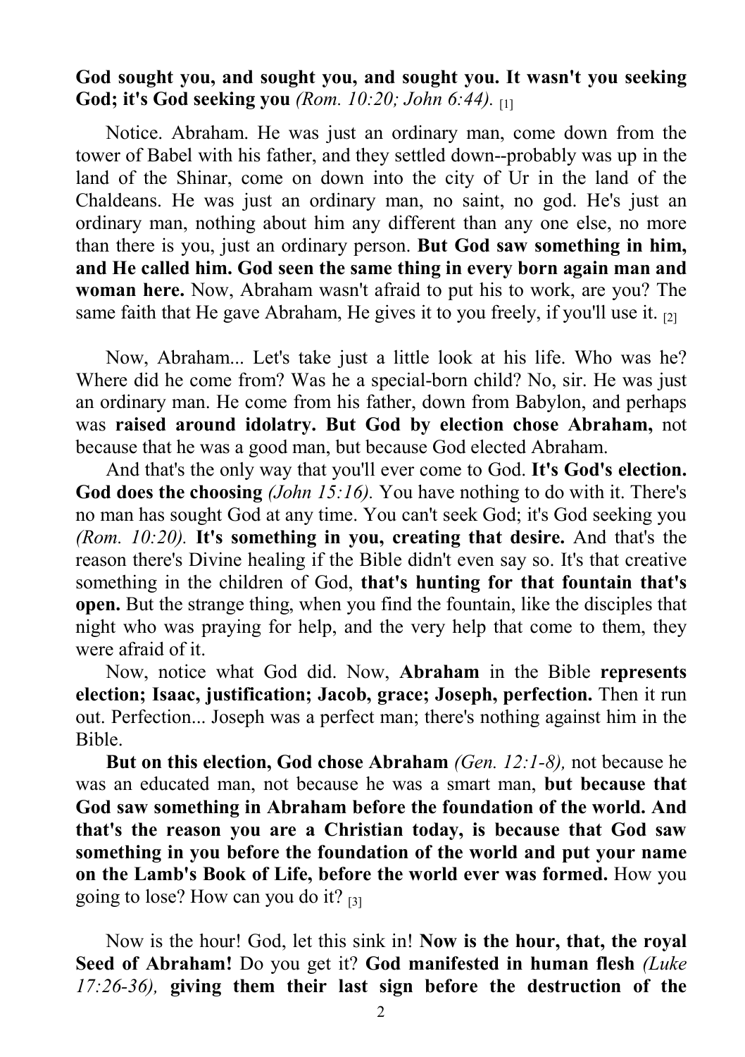**God sought you, and sought you, and sought you. It wasn't you seeking God; it's God seeking you** *(Rom. 10:20; John 6:44).* [1]

Notice. Abraham. He was just an ordinary man, come down from the tower of Babel with his father, and they settled down--probably was up in the land of the Shinar, come on down into the city of Ur in the land of the Chaldeans. He was just an ordinary man, no saint, no god. He's just an ordinary man, nothing about him any different than any one else, no more than there is you, just an ordinary person. **But God saw something in him, and He called him. God seen the same thing in every born again man and woman here.** Now, Abraham wasn't afraid to put his to work, are you? The same faith that He gave Abraham, He gives it to you freely, if you'll use it. [2]

Now, Abraham... Let's take just a little look at his life. Who was he? Where did he come from? Was he a special-born child? No, sir. He was just an ordinary man. He come from his father, down from Babylon, and perhaps was **raised around idolatry. But God by election chose Abraham,** not because that he was a good man, but because God elected Abraham.

And that's the only way that you'll ever come to God. **It's God's election. God does the choosing** *(John 15:16).* You have nothing to do with it. There's no man has sought God at any time. You can't seek God; it's God seeking you *(Rom. 10:20).* **It's something in you, creating that desire.** And that's the reason there's Divine healing if the Bible didn't even say so. It's that creative something in the children of God, **that's hunting for that fountain that's open.** But the strange thing, when you find the fountain, like the disciples that night who was praying for help, and the very help that come to them, they were afraid of it.

Now, notice what God did. Now, **Abraham** in the Bible **represents election; Isaac, justification; Jacob, grace; Joseph, perfection.** Then it run out. Perfection... Joseph was a perfect man; there's nothing against him in the Bible.

**But on this election, God chose Abraham** *(Gen. 12:1-8),* not because he was an educated man, not because he was a smart man, **but because that God saw something in Abraham before the foundation of the world. And that's the reason you are a Christian today, is because that God saw something in you before the foundation of the world and put your name on the Lamb's Book of Life, before the world ever was formed.** How you going to lose? How can you do it? [3]

Now is the hour! God, let this sink in! **Now is the hour, that, the royal Seed of Abraham!** Do you get it? **God manifested in human flesh** *(Luke 17:26-36),* **giving them their last sign before the destruction of the**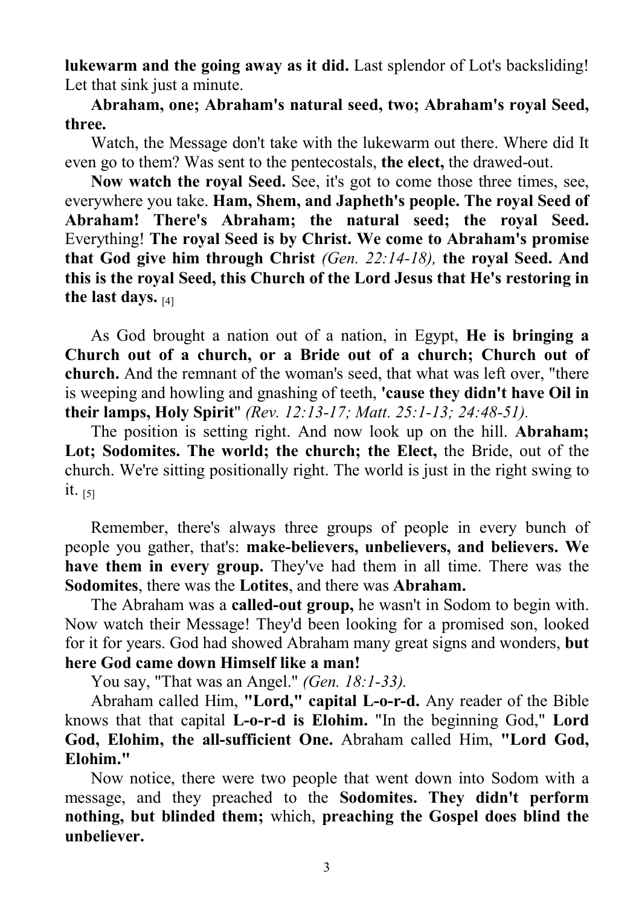**lukewarm and the going away as it did.** Last splendor of Lot's backsliding! Let that sink just a minute.

**Abraham, one; Abraham's natural seed, two; Abraham's royal Seed, three.**

Watch, the Message don't take with the lukewarm out there. Where did It even go to them? Was sent to the pentecostals, **the elect,** the drawed-out.

**Now watch the royal Seed.** See, it's got to come those three times, see, everywhere you take. **Ham, Shem, and Japheth's people. The royal Seed of Abraham! There's Abraham; the natural seed; the royal Seed.** Everything! **The royal Seed is by Christ. We come to Abraham's promise that God give him through Christ** *(Gen. 22:14-18),* **the royal Seed. And this is the royal Seed, this Church of the Lord Jesus that He's restoring in the last days.** [4]

As God brought a nation out of a nation, in Egypt, **He is bringing a Church out of a church, or a Bride out of a church; Church out of church.** And the remnant of the woman's seed, that what was left over, "there is weeping and howling and gnashing of teeth, **'cause they didn't have Oil in their lamps, Holy Spirit**" *(Rev. 12:13-17; Matt. 25:1-13; 24:48-51).*

The position is setting right. And now look up on the hill. **Abraham; Lot; Sodomites. The world; the church; the Elect,** the Bride, out of the church. We're sitting positionally right. The world is just in the right swing to it. [5]

Remember, there's always three groups of people in every bunch of people you gather, that's: **make-believers, unbelievers, and believers. We have them in every group.** They've had them in all time. There was the **Sodomites**, there was the **Lotites**, and there was **Abraham.**

The Abraham was a **called-out group,** he wasn't in Sodom to begin with. Now watch their Message! They'd been looking for a promised son, looked for it for years. God had showed Abraham many great signs and wonders, **but here God came down Himself like a man!**

You say, "That was an Angel." *(Gen. 18:1-33).*

Abraham called Him, **"Lord," capital L-o-r-d.** Any reader of the Bible knows that that capital **L-o-r-d is Elohim.** "In the beginning God," **Lord God, Elohim, the all-sufficient One.** Abraham called Him, **"Lord God, Elohim."**

Now notice, there were two people that went down into Sodom with a message, and they preached to the **Sodomites. They didn't perform nothing, but blinded them;** which, **preaching the Gospel does blind the unbeliever.**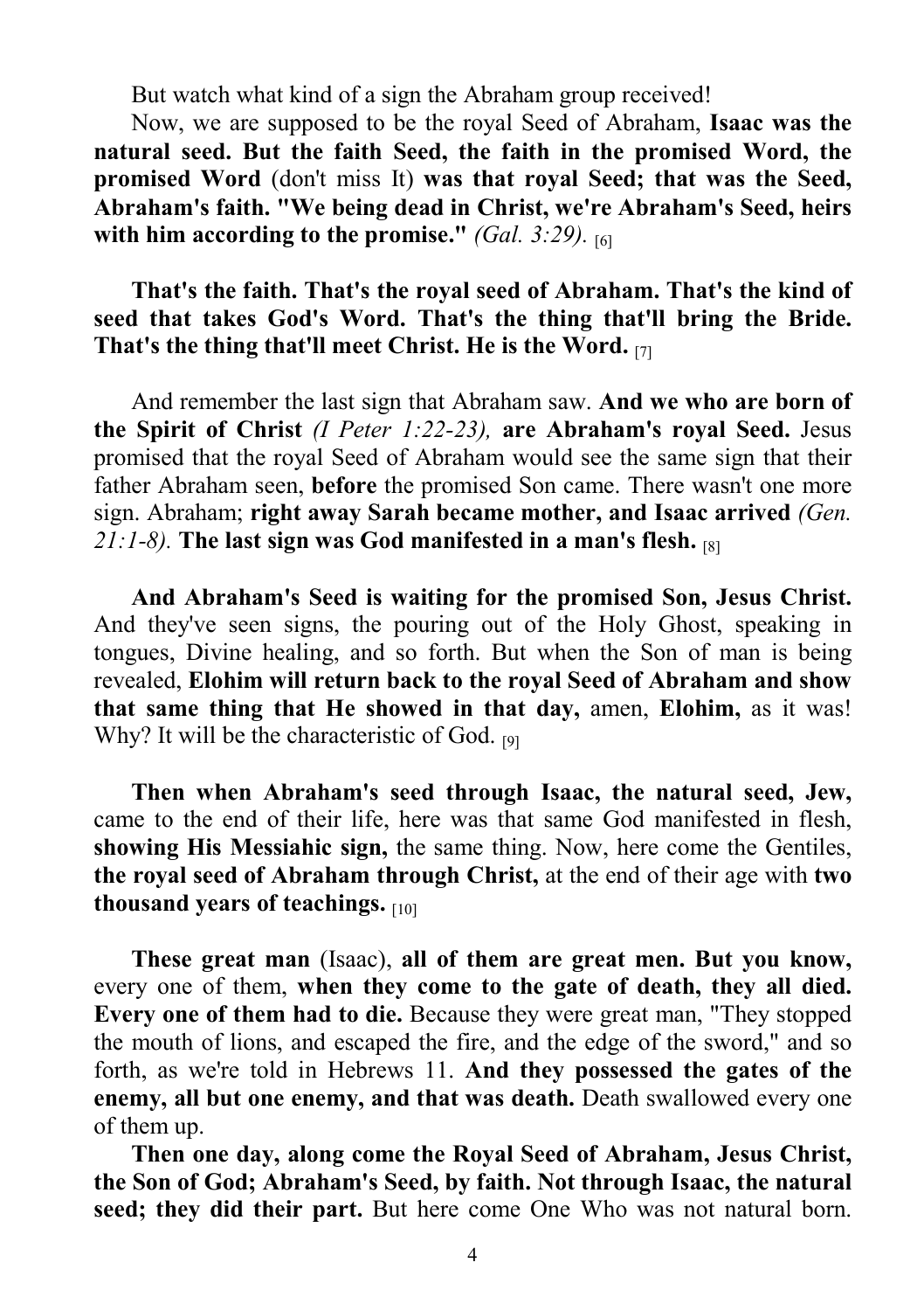But watch what kind of a sign the Abraham group received!

Now, we are supposed to be the royal Seed of Abraham, **Isaac was the natural seed. But the faith Seed, the faith in the promised Word, the promised Word** (don't miss It) **was that royal Seed; that was the Seed, Abraham's faith. "We being dead in Christ, we're Abraham's Seed, heirs with him according to the promise."** *(Gal. 3:29).* [6]

**That's the faith. That's the royal seed of Abraham. That's the kind of seed that takes God's Word. That's the thing that'll bring the Bride. That's the thing that'll meet Christ. He is the Word.** [7]

And remember the last sign that Abraham saw. **And we who are born of the Spirit of Christ** *(I Peter 1:22-23),* **are Abraham's royal Seed.** Jesus promised that the royal Seed of Abraham would see the same sign that their father Abraham seen, **before** the promised Son came. There wasn't one more sign. Abraham; **right away Sarah became mother, and Isaac arrived** *(Gen. 21:1-8).* **The last sign was God manifested in a man's flesh.** [8]

**And Abraham's Seed is waiting for the promised Son, Jesus Christ.** And they've seen signs, the pouring out of the Holy Ghost, speaking in tongues, Divine healing, and so forth. But when the Son of man is being revealed, **Elohim will return back to the royal Seed of Abraham and show that same thing that He showed in that day,** amen, **Elohim,** as it was! Why? It will be the characteristic of God. [9]

**Then when Abraham's seed through Isaac, the natural seed, Jew,** came to the end of their life, here was that same God manifested in flesh, **showing His Messiahic sign,** the same thing. Now, here come the Gentiles, **the royal seed of Abraham through Christ,** at the end of their age with **two thousand years of teachings.** [10]

**These great man** (Isaac), **all of them are great men. But you know,** every one of them, **when they come to the gate of death, they all died. Every one of them had to die.** Because they were great man, "They stopped the mouth of lions, and escaped the fire, and the edge of the sword," and so forth, as we're told in Hebrews 11. **And they possessed the gates of the enemy, all but one enemy, and that was death.** Death swallowed every one of them up.

**Then one day, along come the Royal Seed of Abraham, Jesus Christ, the Son of God; Abraham's Seed, by faith. Not through Isaac, the natural seed; they did their part.** But here come One Who was not natural born.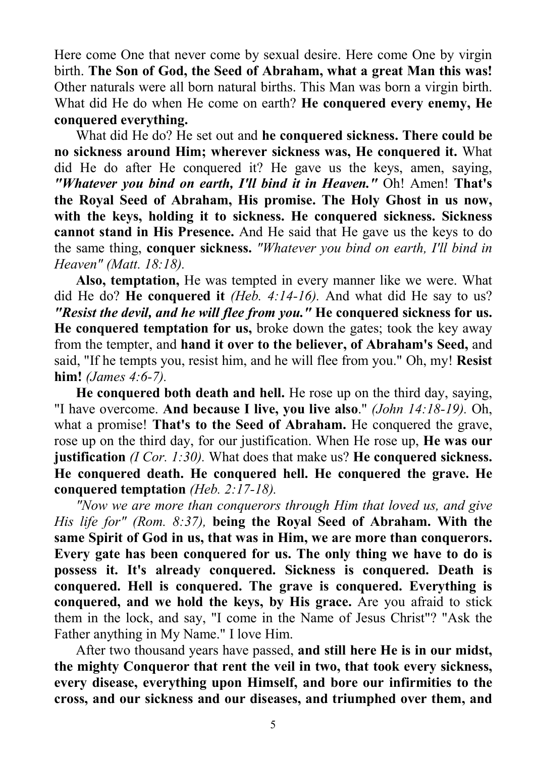Here come One that never come by sexual desire. Here come One by virgin birth. **The Son of God, the Seed of Abraham, what a great Man this was!** Other naturals were all born natural births. This Man was born a virgin birth. What did He do when He come on earth? **He conquered every enemy, He conquered everything.**

What did He do? He set out and **he conquered sickness. There could be no sickness around Him; wherever sickness was, He conquered it.** What did He do after He conquered it? He gave us the keys, amen, saying, ***"Whatever you bind on earth, I'll bind it in Heaven."*** Oh! Amen! **That's the Royal Seed of Abraham, His promise. The Holy Ghost in us now, with the keys, holding it to sickness. He conquered sickness. Sickness cannot stand in His Presence.** And He said that He gave us the keys to do the same thing, **conquer sickness.** *"Whatever you bind on earth, I'll bind in Heaven" (Matt. 18:18).*

**Also, temptation,** He was tempted in every manner like we were. What did He do? **He conquered it** *(Heb. 4:14-16).* And what did He say to us? ***"Resist the devil, and he will flee from you."*** **He conquered sickness for us. He conquered temptation for us,** broke down the gates; took the key away from the tempter, and **hand it over to the believer, of Abraham's Seed,** and said, "If he tempts you, resist him, and he will flee from you." Oh, my! **Resist him!** *(James 4:6-7).*

**He conquered both death and hell.** He rose up on the third day, saying, "I have overcome. **And because I live, you live also**." *(John 14:18-19).* Oh, what a promise! **That's to the Seed of Abraham.** He conquered the grave, rose up on the third day, for our justification. When He rose up, **He was our justification** *(I Cor. 1:30).* What does that make us? **He conquered sickness. He conquered death. He conquered hell. He conquered the grave. He conquered temptation** *(Heb. 2:17-18).*

*"Now we are more than conquerors through Him that loved us, and give His life for" (Rom. 8:37),* **being the Royal Seed of Abraham. With the same Spirit of God in us, that was in Him, we are more than conquerors. Every gate has been conquered for us. The only thing we have to do is possess it. It's already conquered. Sickness is conquered. Death is conquered. Hell is conquered. The grave is conquered. Everything is conquered, and we hold the keys, by His grace.** Are you afraid to stick them in the lock, and say, "I come in the Name of Jesus Christ"? "Ask the Father anything in My Name." I love Him.

After two thousand years have passed, **and still here He is in our midst, the mighty Conqueror that rent the veil in two, that took every sickness, every disease, everything upon Himself, and bore our infirmities to the cross, and our sickness and our diseases, and triumphed over them, and**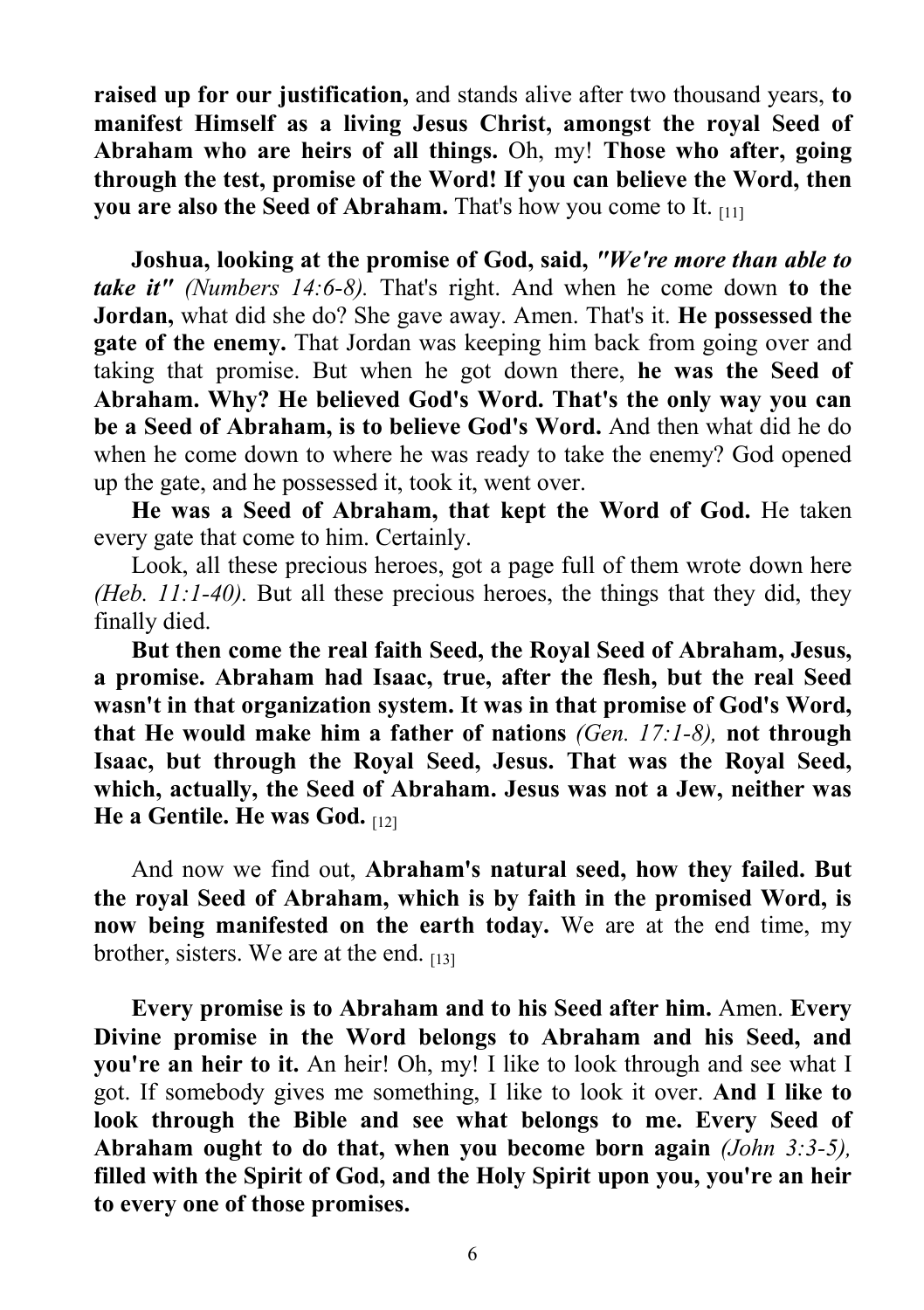**raised up for our justification,** and stands alive after two thousand years, **to manifest Himself as a living Jesus Christ, amongst the royal Seed of Abraham who are heirs of all things.** Oh, my! **Those who after, going through the test, promise of the Word! If you can believe the Word, then you are also the Seed of Abraham.** That's how you come to It. [11]

**Joshua, looking at the promise of God, said, *"We're more than able to take it"*** *(Numbers 14:6-8).* That's right. And when he come down **to the Jordan,** what did she do? She gave away. Amen. That's it. **He possessed the gate of the enemy.** That Jordan was keeping him back from going over and taking that promise. But when he got down there, **he was the Seed of Abraham. Why? He believed God's Word. That's the only way you can be a Seed of Abraham, is to believe God's Word.** And then what did he do when he come down to where he was ready to take the enemy? God opened up the gate, and he possessed it, took it, went over.

**He was a Seed of Abraham, that kept the Word of God.** He taken every gate that come to him. Certainly.

Look, all these precious heroes, got a page full of them wrote down here *(Heb. 11:1-40).* But all these precious heroes, the things that they did, they finally died.

**But then come the real faith Seed, the Royal Seed of Abraham, Jesus, a promise. Abraham had Isaac, true, after the flesh, but the real Seed wasn't in that organization system. It was in that promise of God's Word, that He would make him a father of nations** *(Gen. 17:1-8),* **not through Isaac, but through the Royal Seed, Jesus. That was the Royal Seed, which, actually, the Seed of Abraham. Jesus was not a Jew, neither was He a Gentile. He was God.** [12]

And now we find out, **Abraham's natural seed, how they failed. But the royal Seed of Abraham, which is by faith in the promised Word, is now being manifested on the earth today.** We are at the end time, my brother, sisters. We are at the end. [13]

**Every promise is to Abraham and to his Seed after him.** Amen. **Every Divine promise in the Word belongs to Abraham and his Seed, and you're an heir to it.** An heir! Oh, my! I like to look through and see what I got. If somebody gives me something, I like to look it over. **And I like to look through the Bible and see what belongs to me. Every Seed of Abraham ought to do that, when you become born again** *(John 3:3-5),* **filled with the Spirit of God, and the Holy Spirit upon you, you're an heir to every one of those promises.**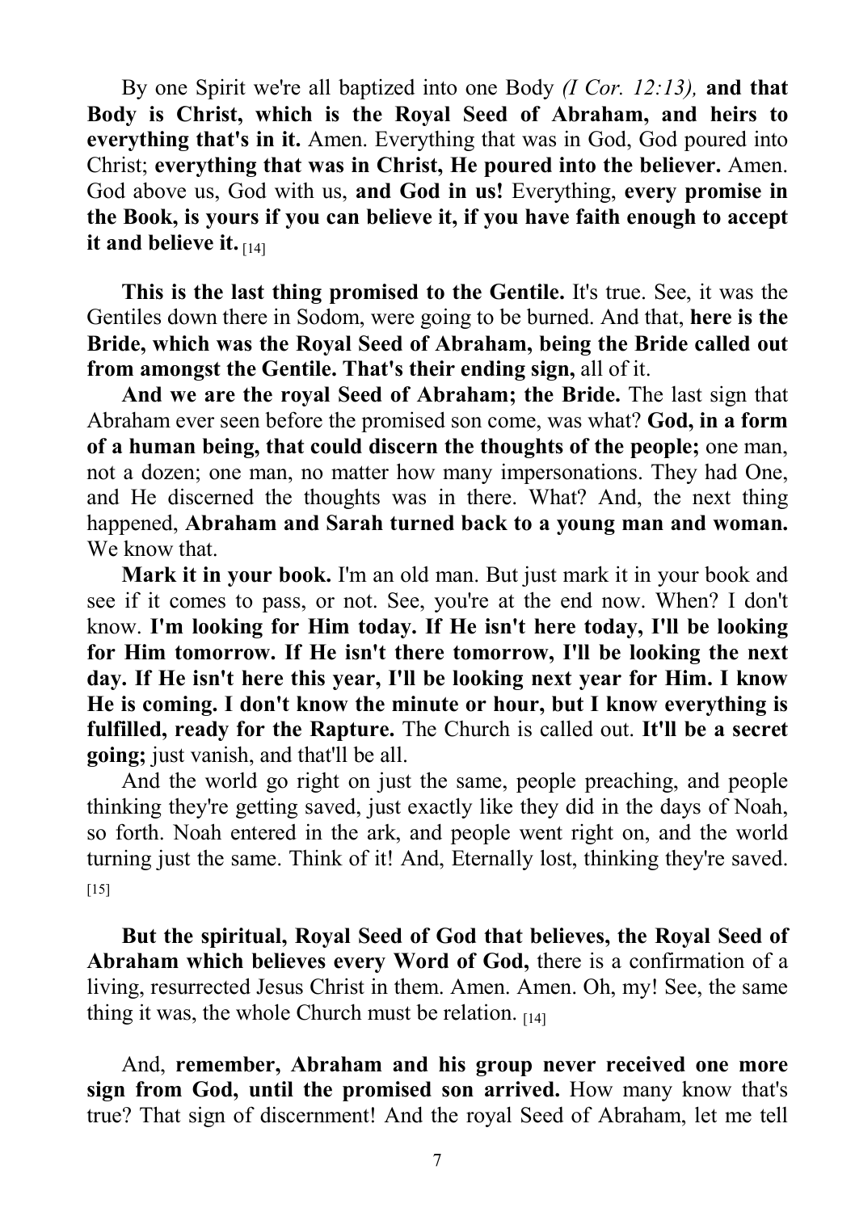By one Spirit we're all baptized into one Body *(I Cor. 12:13),* **and that Body is Christ, which is the Royal Seed of Abraham, and heirs to everything that's in it.** Amen. Everything that was in God, God poured into Christ; **everything that was in Christ, He poured into the believer.** Amen. God above us, God with us, **and God in us!** Everything, **every promise in the Book, is yours if you can believe it, if you have faith enough to accept it and believe it.** [14]

**This is the last thing promised to the Gentile.** It's true. See, it was the Gentiles down there in Sodom, were going to be burned. And that, **here is the Bride, which was the Royal Seed of Abraham, being the Bride called out from amongst the Gentile. That's their ending sign,** all of it.

**And we are the royal Seed of Abraham; the Bride.** The last sign that Abraham ever seen before the promised son come, was what? **God, in a form of a human being, that could discern the thoughts of the people;** one man, not a dozen; one man, no matter how many impersonations. They had One, and He discerned the thoughts was in there. What? And, the next thing happened, **Abraham and Sarah turned back to a young man and woman.** We know that.

**Mark it in your book.** I'm an old man. But just mark it in your book and see if it comes to pass, or not. See, you're at the end now. When? I don't know. **I'm looking for Him today. If He isn't here today, I'll be looking for Him tomorrow. If He isn't there tomorrow, I'll be looking the next day. If He isn't here this year, I'll be looking next year for Him. I know He is coming. I don't know the minute or hour, but I know everything is fulfilled, ready for the Rapture.** The Church is called out. **It'll be a secret going;** just vanish, and that'll be all.

And the world go right on just the same, people preaching, and people thinking they're getting saved, just exactly like they did in the days of Noah, so forth. Noah entered in the ark, and people went right on, and the world turning just the same. Think of it! And, Eternally lost, thinking they're saved. [15]

**But the spiritual, Royal Seed of God that believes, the Royal Seed of Abraham which believes every Word of God,** there is a confirmation of a living, resurrected Jesus Christ in them. Amen. Amen. Oh, my! See, the same thing it was, the whole Church must be relation. [14]

And, **remember, Abraham and his group never received one more sign from God, until the promised son arrived.** How many know that's true? That sign of discernment! And the royal Seed of Abraham, let me tell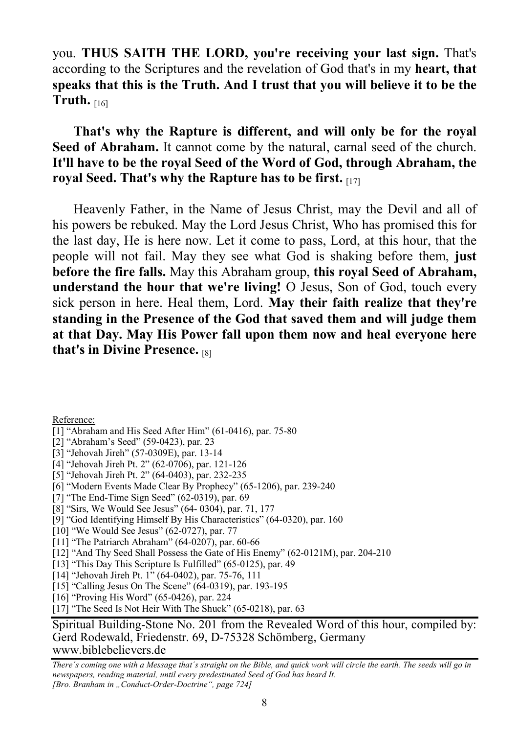you. **THUS SAITH THE LORD, you're receiving your last sign.** That's according to the Scriptures and the revelation of God that's in my **heart, that speaks that this is the Truth. And I trust that you will believe it to be the Truth.** [16]

**That's why the Rapture is different, and will only be for the royal Seed of Abraham.** It cannot come by the natural, carnal seed of the church. **It'll have to be the royal Seed of the Word of God, through Abraham, the royal Seed. That's why the Rapture has to be first.** [17]

Heavenly Father, in the Name of Jesus Christ, may the Devil and all of his powers be rebuked. May the Lord Jesus Christ, Who has promised this for the last day, He is here now. Let it come to pass, Lord, at this hour, that the people will not fail. May they see what God is shaking before them, **just before the fire falls.** May this Abraham group, **this royal Seed of Abraham, understand the hour that we're living!** O Jesus, Son of God, touch every sick person in here. Heal them, Lord. **May their faith realize that they're standing in the Presence of the God that saved them and will judge them at that Day. May His Power fall upon them now and heal everyone here that's in Divine Presence.** [8]

Reference:

[1] "Abraham and His Seed After Him" (61-0416), par. 75-80
[2] "Abraham's Seed" (59-0423), par. 23
[3] "Jehovah Jireh" (57-0309E), par. 13-14
[4] "Jehovah Jireh Pt. 2" (62-0706), par. 121-126
[5] "Jehovah Jireh Pt. 2" (64-0403), par. 232-235
[6] "Modern Events Made Clear By Prophecy" (65-1206), par. 239-240
[7] "The End-Time Sign Seed" (62-0319), par. 69
[8] "Sirs, We Would See Jesus" (64- 0304), par. 71, 177
[9] "God Identifying Himself By His Characteristics" (64-0320), par. 160
[10] "We Would See Jesus" (62-0727), par. 77
[11] "The Patriarch Abraham" (64-0207), par. 60-66
[12] "And Thy Seed Shall Possess the Gate of His Enemy" (62-0121M), par. 204-210
[13] "This Day This Scripture Is Fulfilled" (65-0125), par. 49
[14] "Jehovah Jireh Pt. 1" (64-0402), par. 75-76, 111
[15] "Calling Jesus On The Scene" (64-0319), par. 193-195
[16] "Proving His Word" (65-0426), par. 224
[17] "The Seed Is Not Heir With The Shuck" (65-0218), par. 63

Spiritual Building-Stone No. 201 from the Revealed Word of this hour, compiled by: Gerd Rodewald, Friedenstr. 69, D-75328 Schömberg, Germany
www.biblebelievers.de

*There´s coming one with a Message that´s straight on the Bible, and quick work will circle the earth. The seeds will go in newspapers, reading material, until every predestinated Seed of God has heard It.*
*[Bro. Branham in „Conduct-Order-Doctrine", page 724]*